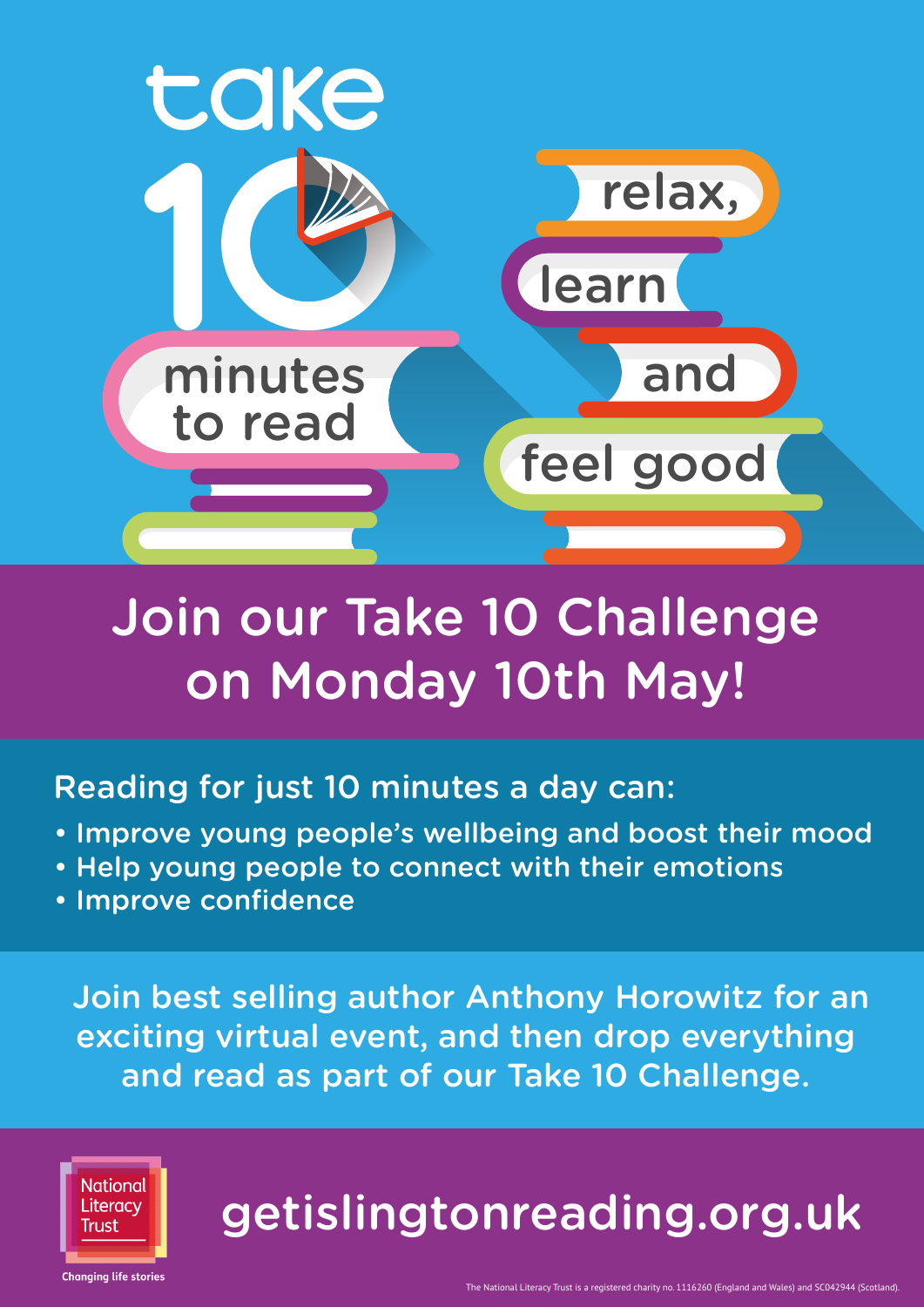# take 10 minutes to read

relax, learn and feel good

## Join our Take 10 Challenge on Monday 10th May!

Reading for just 10 minutes a day can:

- Improve young people's wellbeing and boost their mood
- Help young people to connect with their emotions
- Improve confidence

Join best selling author Anthony Horowitz for an exciting virtual event, and then drop everything and read as part of our Take 10 Challenge.

National Literacy Trust

Changing life stories

getislingtonreading.org.uk

The National Literacy Trust is a registered charity no. 1116260 (England and Wales) and SC042944 (Scotland).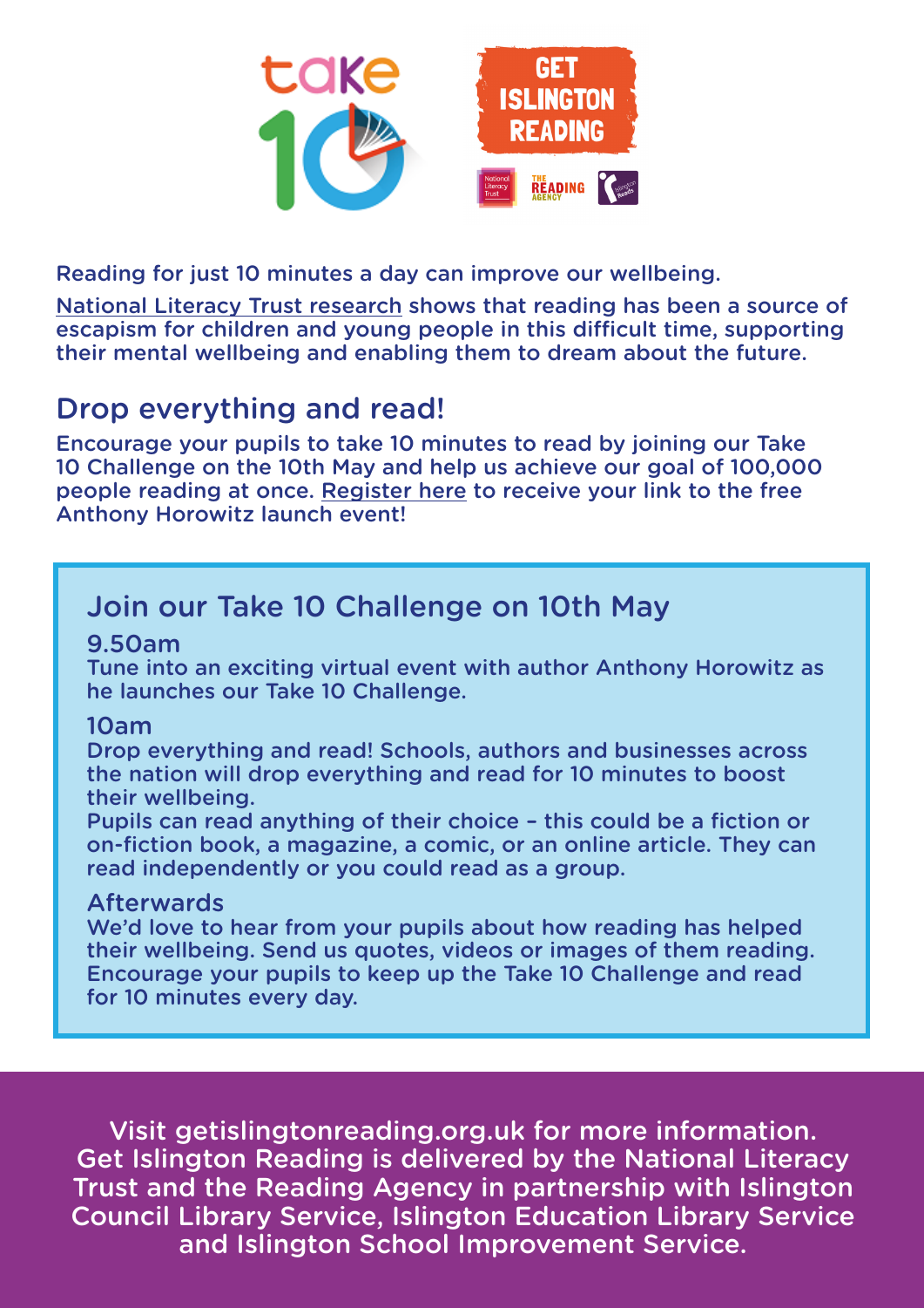take 10

GET ISLINGTON READING

National Literacy Trust | THE READING AGENCY | Islington Reads

Reading for just 10 minutes a day can improve our wellbeing.

National Literacy Trust research shows that reading has been a source of escapism for children and young people in this difficult time, supporting their mental wellbeing and enabling them to dream about the future.

## Drop everything and read!

Encourage your pupils to take 10 minutes to read by joining our Take 10 Challenge on the 10th May and help us achieve our goal of 100,000 people reading at once. Register here to receive your link to the free Anthony Horowitz launch event!

## Join our Take 10 Challenge on 10th May

### 9.50am

Tune into an exciting virtual event with author Anthony Horowitz as he launches our Take 10 Challenge.

### 10am

Drop everything and read! Schools, authors and businesses across the nation will drop everything and read for 10 minutes to boost their wellbeing.

Pupils can read anything of their choice – this could be a fiction or on-fiction book, a magazine, a comic, or an online article. They can read independently or you could read as a group.

### Afterwards

We'd love to hear from your pupils about how reading has helped their wellbeing. Send us quotes, videos or images of them reading. Encourage your pupils to keep up the Take 10 Challenge and read for 10 minutes every day.

Visit getislingtonreading.org.uk for more information. Get Islington Reading is delivered by the National Literacy Trust and the Reading Agency in partnership with Islington Council Library Service, Islington Education Library Service and Islington School Improvement Service.